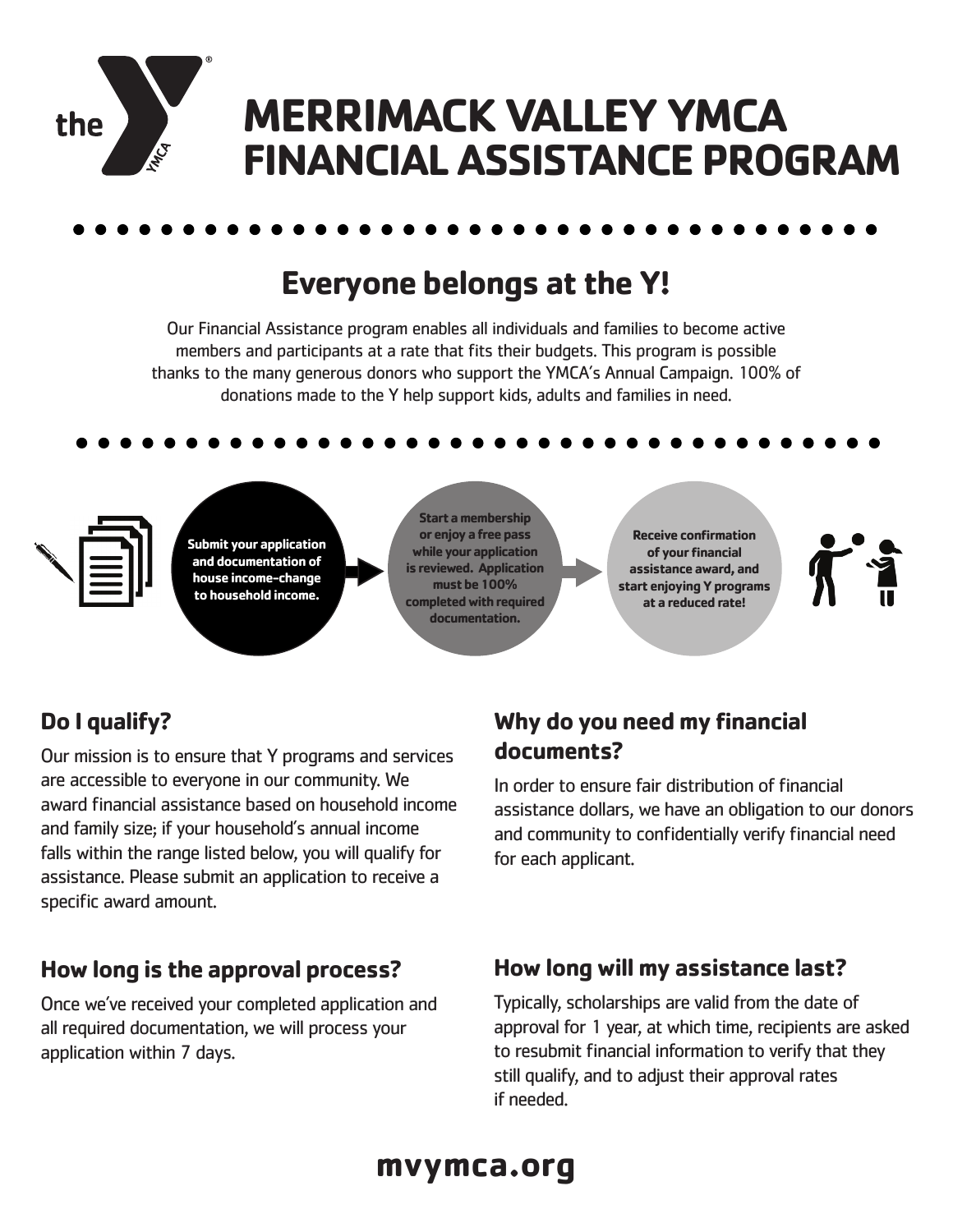# MERRIMACK VALLEY YMCA FINANCIAL ASSISTANCE PROGRAM

## Everyone belongs at the Y!

Our Financial Assistance program enables all individuals and families to become active members and participants at a rate that fits their budgets. This program is possible thanks to the many generous donors who support the YMCA's Annual Campaign. 100% of donations made to the Y help support kids, adults and families in need.

**Submit your application and documentation of house income–change to household income.**

**Start a membership or enjoy a free pass while your application is reviewed. Application must be 100% completed with required documentation.**

**Receive confirmation of your financial assistance award, and start enjoying Y programs at a reduced rate!**

### Do I qualify?

Our mission is to ensure that Y programs and services are accessible to everyone in our community. We award financial assistance based on household income and family size; if your household's annual income falls within the range listed below, you will qualify for assistance. Please submit an application to receive a specific award amount.

### Why do you need my financial documents?

In order to ensure fair distribution of financial assistance dollars, we have an obligation to our donors and community to confidentially verify financial need for each applicant.

### How long is the approval process?

Once we've received your completed application and all required documentation, we will process your application within 7 days.

### How long will my assistance last?

Typically, scholarships are valid from the date of approval for 1 year, at which time, recipients are asked to resubmit financial information to verify that they still qualify, and to adjust their approval rates if needed.

**mvymca.org**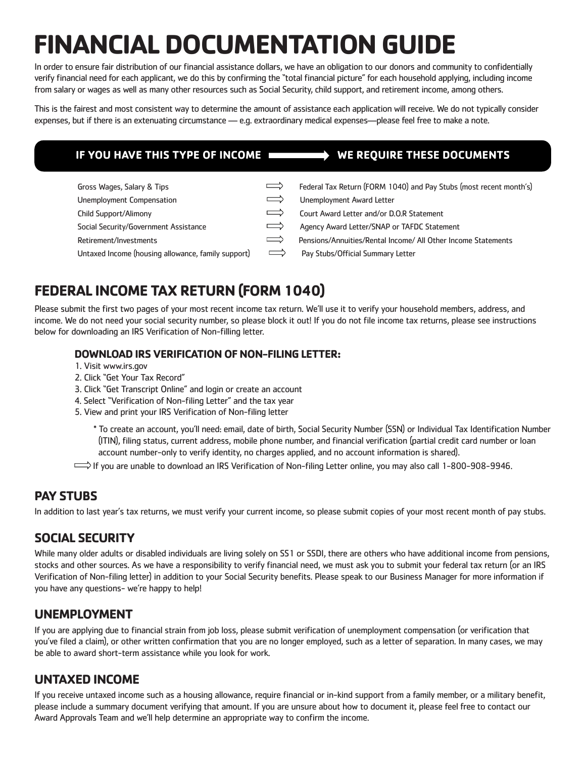# FINANCIAL DOCUMENTATION GUIDE

In order to ensure fair distribution of our financial assistance dollars, we have an obligation to our donors and community to confidentially verify financial need for each applicant, we do this by confirming the "total financial picture" for each household applying, including income from salary or wages as well as many other resources such as Social Security, child support, and retirement income, among others.

This is the fairest and most consistent way to determine the amount of assistance each application will receive. We do not typically consider expenses, but if there is an extenuating circumstance — e.g. extraordinary medical expenses—please feel free to make a note.

| IF YOU HAVE THIS TYPE OF INCOME | | WE REQUIRE THESE DOCUMENTS |
|---|---|---|
| Gross Wages, Salary & Tips | ⟹ | Federal Tax Return (FORM 1040) and Pay Stubs (most recent month's) |
| Unemployment Compensation | ⟹ | Unemployment Award Letter |
| Child Support/Alimony | ⟹ | Court Award Letter and/or D.O.R Statement |
| Social Security/Government Assistance | ⟹ | Agency Award Letter/SNAP or TAFDC Statement |
| Retirement/Investments | ⟹ | Pensions/Annuities/Rental Income/ All Other Income Statements |
| Untaxed Income (housing allowance, family support) | ⟹ | Pay Stubs/Official Summary Letter |

## FEDERAL INCOME TAX RETURN (FORM 1040)

Please submit the first two pages of your most recent income tax return. We'll use it to verify your household members, address, and income. We do not need your social security number, so please block it out! If you do not file income tax returns, please see instructions below for downloading an IRS Verification of Non-filling letter.

### DOWNLOAD IRS VERIFICATION OF NON-FILING LETTER:

1. Visit www.irs.gov
2. Click "Get Your Tax Record"
3. Click "Get Transcript Online" and login or create an account
4. Select "Verification of Non-filing Letter" and the tax year
5. View and print your IRS Verification of Non-filing letter

\* To create an account, you'll need: email, date of birth, Social Security Number (SSN) or Individual Tax Identification Number (ITIN), filing status, current address, mobile phone number, and financial verification (partial credit card number or loan account number-only to verify identity, no charges applied, and no account information is shared).

⟹ If you are unable to download an IRS Verification of Non-filing Letter online, you may also call 1-800-908-9946.

## PAY STUBS

In addition to last year's tax returns, we must verify your current income, so please submit copies of your most recent month of pay stubs.

## SOCIAL SECURITY

While many older adults or disabled individuals are living solely on SS1 or SSDI, there are others who have additional income from pensions, stocks and other sources. As we have a responsibility to verify financial need, we must ask you to submit your federal tax return (or an IRS Verification of Non-filing letter) in addition to your Social Security benefits. Please speak to our Business Manager for more information if you have any questions- we're happy to help!

## UNEMPLOYMENT

If you are applying due to financial strain from job loss, please submit verification of unemployment compensation (or verification that you've filed a claim), or other written confirmation that you are no longer employed, such as a letter of separation. In many cases, we may be able to award short-term assistance while you look for work.

## UNTAXED INCOME

If you receive untaxed income such as a housing allowance, require financial or in-kind support from a family member, or a military benefit, please include a summary document verifying that amount. If you are unsure about how to document it, please feel free to contact our Award Approvals Team and we'll help determine an appropriate way to confirm the income.